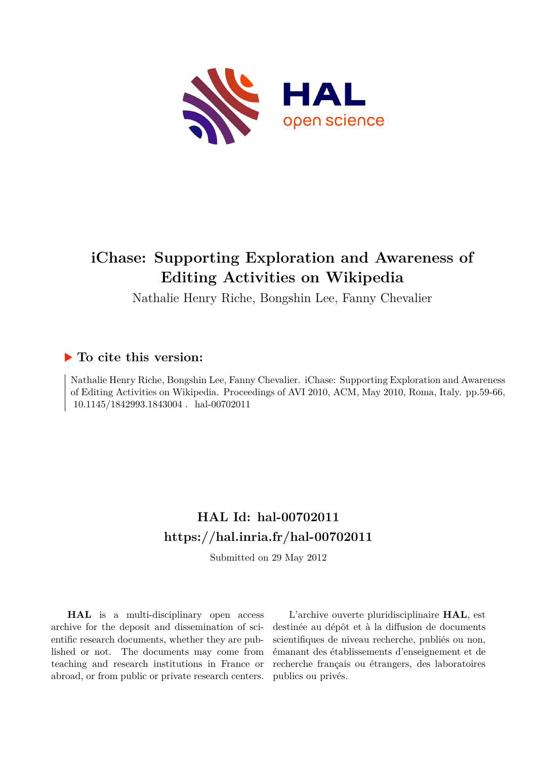# iChase: Supporting Exploration and Awareness of Editing Activities on Wikipedia

Nathalie Henry Riche, Bongshin Lee, Fanny Chevalier

## ▶ To cite this version:

Nathalie Henry Riche, Bongshin Lee, Fanny Chevalier. iChase: Supporting Exploration and Awareness of Editing Activities on Wikipedia. Proceedings of AVI 2010, ACM, May 2010, Roma, Italy. pp.59-66, 10.1145/1842993.1843004 . hal-00702011

## HAL Id: hal-00702011
## https://hal.inria.fr/hal-00702011

Submitted on 29 May 2012

**HAL** is a multi-disciplinary open access archive for the deposit and dissemination of scientific research documents, whether they are published or not. The documents may come from teaching and research institutions in France or abroad, or from public or private research centers.

L'archive ouverte pluridisciplinaire **HAL**, est destinée au dépôt et à la diffusion de documents scientifiques de niveau recherche, publiés ou non, émanant des établissements d'enseignement et de recherche français ou étrangers, des laboratoires publics ou privés.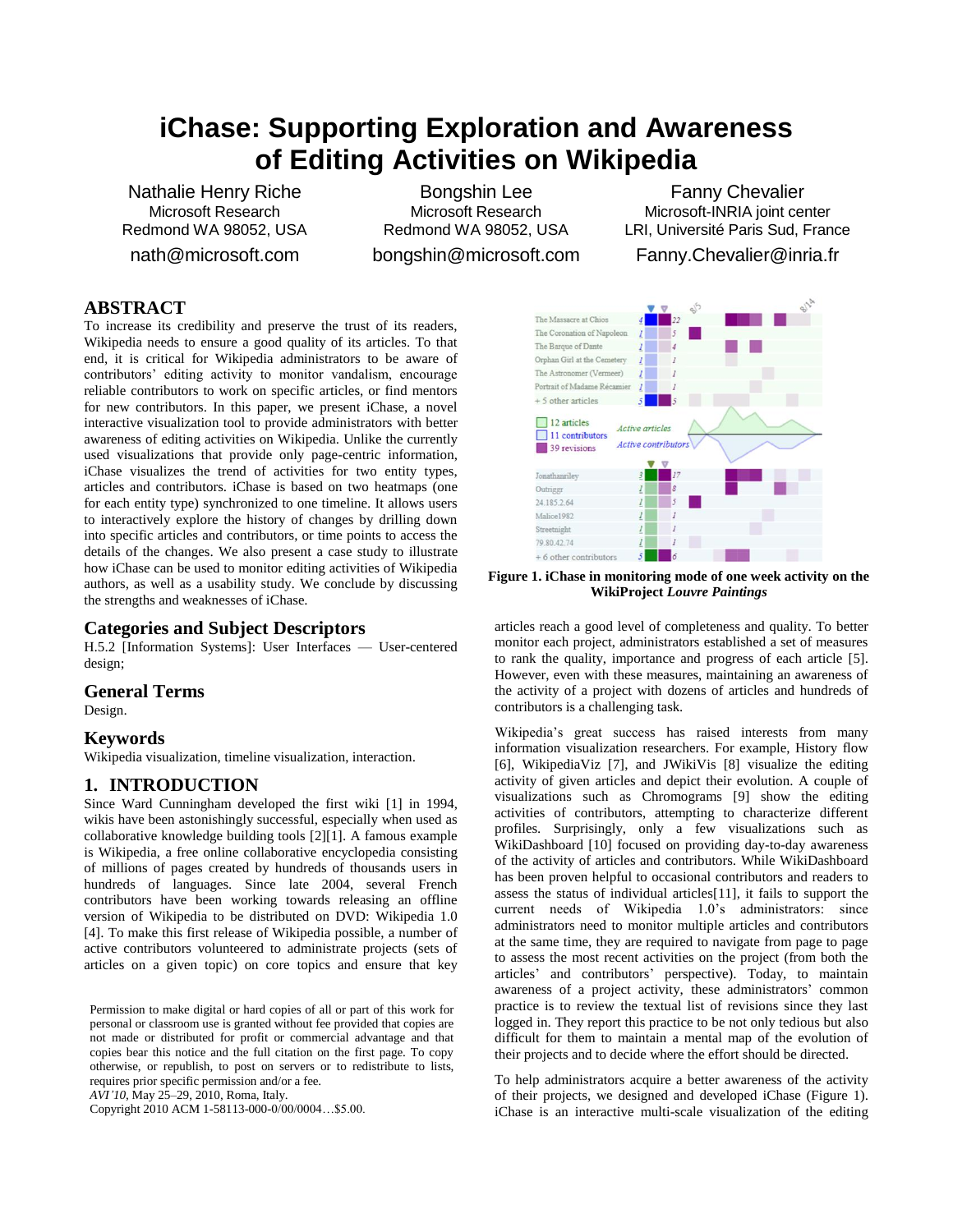# iChase: Supporting Exploration and Awareness of Editing Activities on Wikipedia

Nathalie Henry Riche
Microsoft Research
Redmond WA 98052, USA
nath@microsoft.com

Bongshin Lee
Microsoft Research
Redmond WA 98052, USA
bongshin@microsoft.com

Fanny Chevalier
Microsoft-INRIA joint center
LRI, Université Paris Sud, France
Fanny.Chevalier@inria.fr

## ABSTRACT

To increase its credibility and preserve the trust of its readers, Wikipedia needs to ensure a good quality of its articles. To that end, it is critical for Wikipedia administrators to be aware of contributors' editing activity to monitor vandalism, encourage reliable contributors to work on specific articles, or find mentors for new contributors. In this paper, we present iChase, a novel interactive visualization tool to provide administrators with better awareness of editing activities on Wikipedia. Unlike the currently used visualizations that provide only page-centric information, iChase visualizes the trend of activities for two entity types, articles and contributors. iChase is based on two heatmaps (one for each entity type) synchronized to one timeline. It allows users to interactively explore the history of changes by drilling down into specific articles and contributors, or time points to access the details of the changes. We also present a case study to illustrate how iChase can be used to monitor editing activities of Wikipedia authors, as well as a usability study. We conclude by discussing the strengths and weaknesses of iChase.

## Categories and Subject Descriptors

H.5.2 [Information Systems]: User Interfaces — User-centered design;

## General Terms

Design.

## Keywords

Wikipedia visualization, timeline visualization, interaction.

## 1. INTRODUCTION

Since Ward Cunningham developed the first wiki [1] in 1994, wikis have been astonishingly successful, especially when used as collaborative knowledge building tools [2][1]. A famous example is Wikipedia, a free online collaborative encyclopedia consisting of millions of pages created by hundreds of thousands users in hundreds of languages. Since late 2004, several French contributors have been working towards releasing an offline version of Wikipedia to be distributed on DVD: Wikipedia 1.0 [4]. To make this first release of Wikipedia possible, a number of active contributors volunteered to administrate projects (sets of articles on a given topic) on core topics and ensure that key articles reach a good level of completeness and quality. To better monitor each project, administrators established a set of measures to rank the quality, importance and progress of each article [5]. However, even with these measures, maintaining an awareness of the activity of a project with dozens of articles and hundreds of contributors is a challenging task.

Permission to make digital or hard copies of all or part of this work for personal or classroom use is granted without fee provided that copies are not made or distributed for profit or commercial advantage and that copies bear this notice and the full citation on the first page. To copy otherwise, or republish, to post on servers or to redistribute to lists, requires prior specific permission and/or a fee.
*AVI'10*, May 25–29, 2010, Roma, Italy.
Copyright 2010 ACM 1-58113-000-0/00/0004…$5.00.

**Figure 1. iChase in monitoring mode of one week activity on the WikiProject *Louvre Paintings***

Wikipedia's great success has raised interests from many information visualization researchers. For example, History flow [6], WikipediaViz [7], and JWikiVis [8] visualize the editing activity of given articles and depict their evolution. A couple of visualizations such as Chromograms [9] show the editing activities of contributors, attempting to characterize different profiles. Surprisingly, only a few visualizations such as WikiDashboard [10] focused on providing day-to-day awareness of the activity of articles and contributors. While WikiDashboard has been proven helpful to occasional contributors and readers to assess the status of individual articles[11], it fails to support the current needs of Wikipedia 1.0's administrators: since administrators need to monitor multiple articles and contributors at the same time, they are required to navigate from page to page to assess the most recent activities on the project (from both the articles' and contributors' perspective). Today, to maintain awareness of a project activity, these administrators' common practice is to review the textual list of revisions since they last logged in. They report this practice to be not only tedious but also difficult for them to maintain a mental map of the evolution of their projects and to decide where the effort should be directed.

To help administrators acquire a better awareness of the activity of their projects, we designed and developed iChase (Figure 1). iChase is an interactive multi-scale visualization of the editing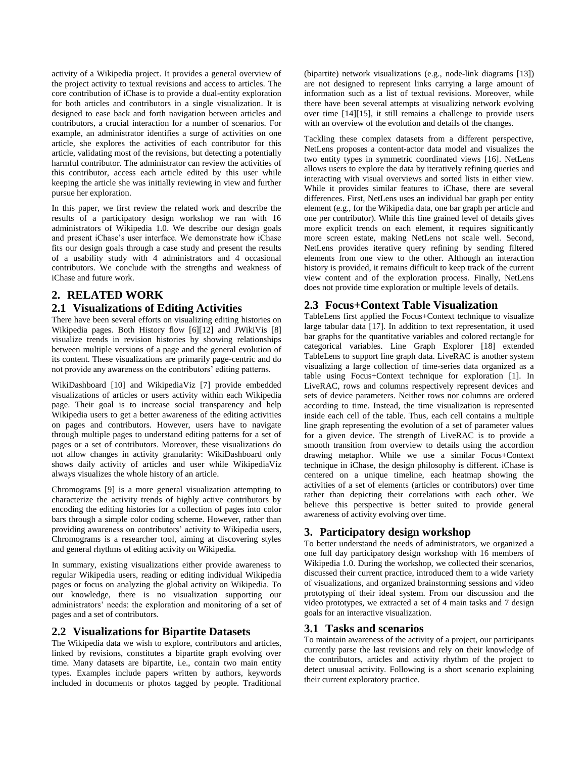activity of a Wikipedia project. It provides a general overview of the project activity to textual revisions and access to articles. The core contribution of iChase is to provide a dual-entity exploration for both articles and contributors in a single visualization. It is designed to ease back and forth navigation between articles and contributors, a crucial interaction for a number of scenarios. For example, an administrator identifies a surge of activities on one article, she explores the activities of each contributor for this article, validating most of the revisions, but detecting a potentially harmful contributor. The administrator can review the activities of this contributor, access each article edited by this user while keeping the article she was initially reviewing in view and further pursue her exploration.

In this paper, we first review the related work and describe the results of a participatory design workshop we ran with 16 administrators of Wikipedia 1.0. We describe our design goals and present iChase's user interface. We demonstrate how iChase fits our design goals through a case study and present the results of a usability study with 4 administrators and 4 occasional contributors. We conclude with the strengths and weakness of iChase and future work.

## 2. RELATED WORK

### 2.1 Visualizations of Editing Activities

There have been several efforts on visualizing editing histories on Wikipedia pages. Both History flow [6][12] and JWikiVis [8] visualize trends in revision histories by showing relationships between multiple versions of a page and the general evolution of its content. These visualizations are primarily page-centric and do not provide any awareness on the contributors' editing patterns.

WikiDashboard [10] and WikipediaViz [7] provide embedded visualizations of articles or users activity within each Wikipedia page. Their goal is to increase social transparency and help Wikipedia users to get a better awareness of the editing activities on pages and contributors. However, users have to navigate through multiple pages to understand editing patterns for a set of pages or a set of contributors. Moreover, these visualizations do not allow changes in activity granularity: WikiDashboard only shows daily activity of articles and user while WikipediaViz always visualizes the whole history of an article.

Chromograms [9] is a more general visualization attempting to characterize the activity trends of highly active contributors by encoding the editing histories for a collection of pages into color bars through a simple color coding scheme. However, rather than providing awareness on contributors' activity to Wikipedia users, Chromograms is a researcher tool, aiming at discovering styles and general rhythms of editing activity on Wikipedia.

In summary, existing visualizations either provide awareness to regular Wikipedia users, reading or editing individual Wikipedia pages or focus on analyzing the global activity on Wikipedia. To our knowledge, there is no visualization supporting our administrators' needs: the exploration and monitoring of a set of pages and a set of contributors.

### 2.2 Visualizations for Bipartite Datasets

The Wikipedia data we wish to explore, contributors and articles, linked by revisions, constitutes a bipartite graph evolving over time. Many datasets are bipartite, i.e., contain two main entity types. Examples include papers written by authors, keywords included in documents or photos tagged by people. Traditional (bipartite) network visualizations (e.g., node-link diagrams [13]) are not designed to represent links carrying a large amount of information such as a list of textual revisions. Moreover, while there have been several attempts at visualizing network evolving over time [14][15], it still remains a challenge to provide users with an overview of the evolution and details of the changes.

Tackling these complex datasets from a different perspective, NetLens proposes a content-actor data model and visualizes the two entity types in symmetric coordinated views [16]. NetLens allows users to explore the data by iteratively refining queries and interacting with visual overviews and sorted lists in either view. While it provides similar features to iChase, there are several differences. First, NetLens uses an individual bar graph per entity element (e.g., for the Wikipedia data, one bar graph per article and one per contributor). While this fine grained level of details gives more explicit trends on each element, it requires significantly more screen estate, making NetLens not scale well. Second, NetLens provides iterative query refining by sending filtered elements from one view to the other. Although an interaction history is provided, it remains difficult to keep track of the current view content and of the exploration process. Finally, NetLens does not provide time exploration or multiple levels of details.

### 2.3 Focus+Context Table Visualization

TableLens first applied the Focus+Context technique to visualize large tabular data [17]. In addition to text representation, it used bar graphs for the quantitative variables and colored rectangle for categorical variables. Line Graph Explorer [18] extended TableLens to support line graph data. LiveRAC is another system visualizing a large collection of time-series data organized as a table using Focus+Context technique for exploration [1]. In LiveRAC, rows and columns respectively represent devices and sets of device parameters. Neither rows nor columns are ordered according to time. Instead, the time visualization is represented inside each cell of the table. Thus, each cell contains a multiple line graph representing the evolution of a set of parameter values for a given device. The strength of LiveRAC is to provide a smooth transition from overview to details using the accordion drawing metaphor. While we use a similar Focus+Context technique in iChase, the design philosophy is different. iChase is centered on a unique timeline, each heatmap showing the activities of a set of elements (articles or contributors) over time rather than depicting their correlations with each other. We believe this perspective is better suited to provide general awareness of activity evolving over time.

## 3. Participatory design workshop

To better understand the needs of administrators, we organized a one full day participatory design workshop with 16 members of Wikipedia 1.0. During the workshop, we collected their scenarios, discussed their current practice, introduced them to a wide variety of visualizations, and organized brainstorming sessions and video prototyping of their ideal system. From our discussion and the video prototypes, we extracted a set of 4 main tasks and 7 design goals for an interactive visualization.

### 3.1 Tasks and scenarios

To maintain awareness of the activity of a project, our participants currently parse the last revisions and rely on their knowledge of the contributors, articles and activity rhythm of the project to detect unusual activity. Following is a short scenario explaining their current exploratory practice.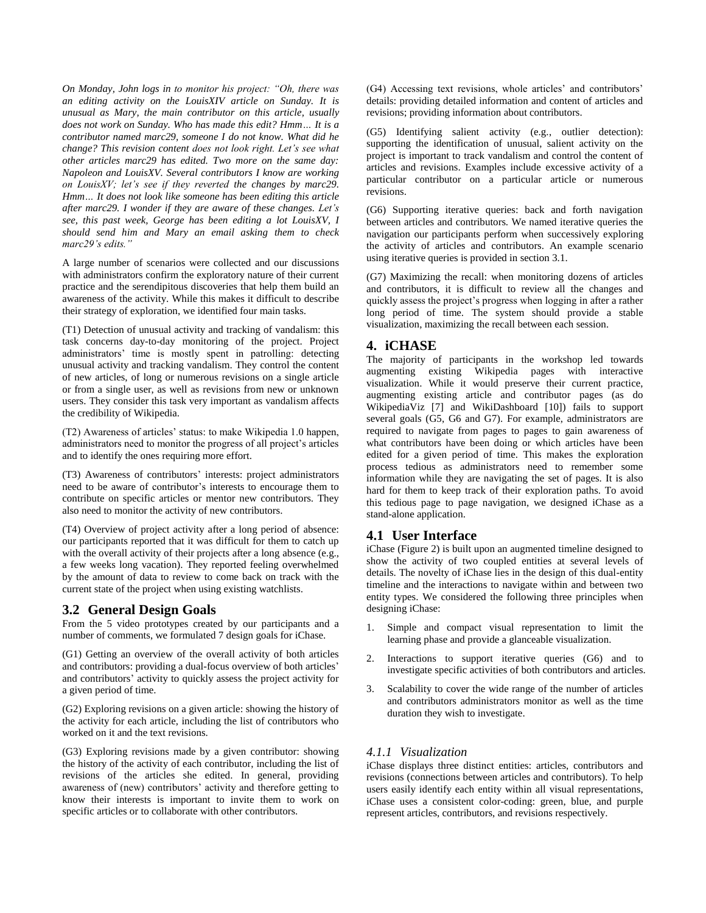*On Monday, John logs in to monitor his project: "Oh, there was an editing activity on the LouisXIV article on Sunday. It is unusual as Mary, the main contributor on this article, usually does not work on Sunday. Who has made this edit? Hmm… It is a contributor named marc29, someone I do not know. What did he change? This revision content does not look right. Let's see what other articles marc29 has edited. Two more on the same day: Napoleon and LouisXV. Several contributors I know are working on LouisXV; let's see if they reverted the changes by marc29. Hmm… It does not look like someone has been editing this article after marc29. I wonder if they are aware of these changes. Let's see, this past week, George has been editing a lot LouisXV, I should send him and Mary an email asking them to check marc29's edits."*

A large number of scenarios were collected and our discussions with administrators confirm the exploratory nature of their current practice and the serendipitous discoveries that help them build an awareness of the activity. While this makes it difficult to describe their strategy of exploration, we identified four main tasks.

(T1) Detection of unusual activity and tracking of vandalism: this task concerns day-to-day monitoring of the project. Project administrators' time is mostly spent in patrolling: detecting unusual activity and tracking vandalism. They control the content of new articles, of long or numerous revisions on a single article or from a single user, as well as revisions from new or unknown users. They consider this task very important as vandalism affects the credibility of Wikipedia.

(T2) Awareness of articles' status: to make Wikipedia 1.0 happen, administrators need to monitor the progress of all project's articles and to identify the ones requiring more effort.

(T3) Awareness of contributors' interests: project administrators need to be aware of contributor's interests to encourage them to contribute on specific articles or mentor new contributors. They also need to monitor the activity of new contributors.

(T4) Overview of project activity after a long period of absence: our participants reported that it was difficult for them to catch up with the overall activity of their projects after a long absence (e.g., a few weeks long vacation). They reported feeling overwhelmed by the amount of data to review to come back on track with the current state of the project when using existing watchlists.

## 3.2 General Design Goals

From the 5 video prototypes created by our participants and a number of comments, we formulated 7 design goals for iChase.

(G1) Getting an overview of the overall activity of both articles and contributors: providing a dual-focus overview of both articles' and contributors' activity to quickly assess the project activity for a given period of time.

(G2) Exploring revisions on a given article: showing the history of the activity for each article, including the list of contributors who worked on it and the text revisions.

(G3) Exploring revisions made by a given contributor: showing the history of the activity of each contributor, including the list of revisions of the articles she edited. In general, providing awareness of (new) contributors' activity and therefore getting to know their interests is important to invite them to work on specific articles or to collaborate with other contributors.

(G4) Accessing text revisions, whole articles' and contributors' details: providing detailed information and content of articles and revisions; providing information about contributors.

(G5) Identifying salient activity (e.g., outlier detection): supporting the identification of unusual, salient activity on the project is important to track vandalism and control the content of articles and revisions. Examples include excessive activity of a particular contributor on a particular article or numerous revisions.

(G6) Supporting iterative queries: back and forth navigation between articles and contributors. We named iterative queries the navigation our participants perform when successively exploring the activity of articles and contributors. An example scenario using iterative queries is provided in section 3.1.

(G7) Maximizing the recall: when monitoring dozens of articles and contributors, it is difficult to review all the changes and quickly assess the project's progress when logging in after a rather long period of time. The system should provide a stable visualization, maximizing the recall between each session.

# 4. iCHASE

The majority of participants in the workshop led towards augmenting existing Wikipedia pages with interactive visualization. While it would preserve their current practice, augmenting existing article and contributor pages (as do WikipediaViz [7] and WikiDashboard [10]) fails to support several goals (G5, G6 and G7). For example, administrators are required to navigate from pages to pages to gain awareness of what contributors have been doing or which articles have been edited for a given period of time. This makes the exploration process tedious as administrators need to remember some information while they are navigating the set of pages. It is also hard for them to keep track of their exploration paths. To avoid this tedious page to page navigation, we designed iChase as a stand-alone application.

## 4.1 User Interface

iChase (Figure 2) is built upon an augmented timeline designed to show the activity of two coupled entities at several levels of details. The novelty of iChase lies in the design of this dual-entity timeline and the interactions to navigate within and between two entity types. We considered the following three principles when designing iChase:

1. Simple and compact visual representation to limit the learning phase and provide a glanceable visualization.
2. Interactions to support iterative queries (G6) and to investigate specific activities of both contributors and articles.
3. Scalability to cover the wide range of the number of articles and contributors administrators monitor as well as the time duration they wish to investigate.

### *4.1.1 Visualization*

iChase displays three distinct entities: articles, contributors and revisions (connections between articles and contributors). To help users easily identify each entity within all visual representations, iChase uses a consistent color-coding: green, blue, and purple represent articles, contributors, and revisions respectively.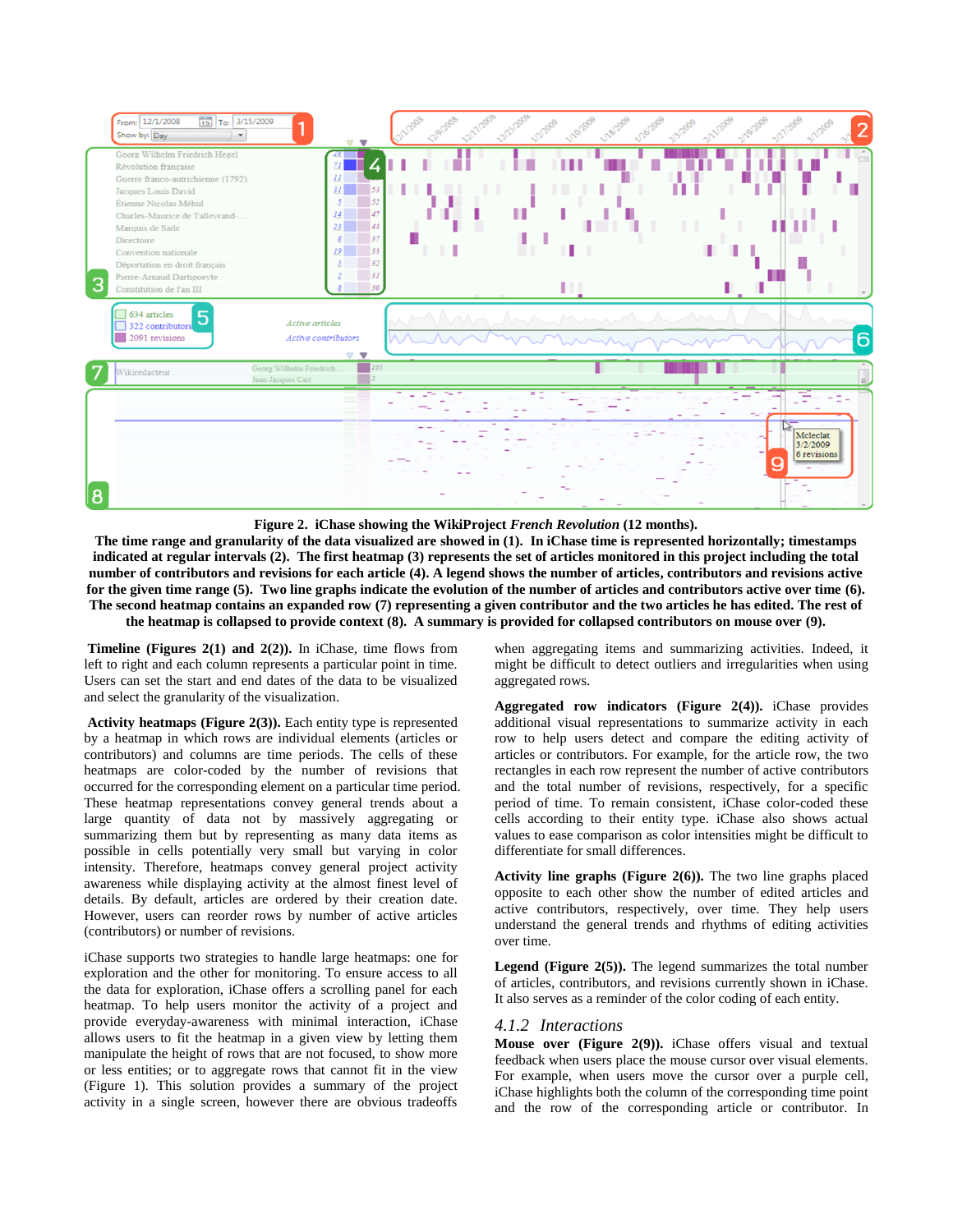**Figure 2. iChase showing the WikiProject *French Revolution* (12 months).**
**The time range and granularity of the data visualized are showed in (1). In iChase time is represented horizontally; timestamps indicated at regular intervals (2). The first heatmap (3) represents the set of articles monitored in this project including the total number of contributors and revisions for each article (4). A legend shows the number of articles, contributors and revisions active for the given time range (5). Two line graphs indicate the evolution of the number of articles and contributors active over time (6). The second heatmap contains an expanded row (7) representing a given contributor and the two articles he has edited. The rest of the heatmap is collapsed to provide context (8). A summary is provided for collapsed contributors on mouse over (9).**

**Timeline (Figures 2(1) and 2(2)).** In iChase, time flows from left to right and each column represents a particular point in time. Users can set the start and end dates of the data to be visualized and select the granularity of the visualization.

**Activity heatmaps (Figure 2(3)).** Each entity type is represented by a heatmap in which rows are individual entities (articles or contributors) and columns are time periods. The cells of these heatmaps are color-coded by the number of revisions that occurred for the corresponding element on a particular time period. These heatmap representations convey general trends about a large quantity of data not by massively aggregating or summarizing them but by representing as many data items as possible in cells potentially very small but varying in color intensity. Therefore, heatmaps convey general project activity awareness while displaying activity at the almost finest level of details. By default, articles are ordered by their creation date. However, users can reorder rows by number of active articles (contributors) or number of revisions.

iChase supports two strategies to handle large heatmaps: one for exploration and the other for monitoring. To ensure access to all the data for exploration, iChase offers a scrolling panel for each heatmap. To help users monitor the activity of a project and provide everyday-awareness with minimal interaction, iChase allows users to fit the heatmap in a given view by letting them manipulate the height of rows that are not focused, to show more or less entities; or to aggregate rows that cannot fit in the view (Figure 1). This solution provides a summary of the project activity in a single screen, however there are obvious tradeoffs when aggregating items and summarizing activities. Indeed, it might be difficult to detect outliers and irregularities when using aggregated rows.

**Aggregated row indicators (Figure 2(4)).** iChase provides additional visual representations to summarize activity in each row to help users detect and compare the editing activity of articles or contributors. For example, for the article row, the two rectangles in each row represent the number of active contributors and the total number of revisions, respectively, for a specific period of time. To remain consistent, iChase color-coded these cells according to their entity type. iChase also shows actual values to ease comparison as color intensities might be difficult to differentiate for small differences.

**Activity line graphs (Figure 2(6)).** The two line graphs placed opposite to each other show the number of edited articles and active contributors, respectively, over time. They help users understand the general trends and rhythms of editing activities over time.

**Legend (Figure 2(5)).** The legend summarizes the total number of articles, contributors, and revisions currently shown in iChase. It also serves as a reminder of the color coding of each entity.

### *4.1.2 Interactions*

**Mouse over (Figure 2(9)).** iChase offers visual and textual feedback when users place the mouse cursor over visual elements. For example, when users move the cursor over a purple cell, iChase highlights both the column of the corresponding time point and the row of the corresponding article or contributor. In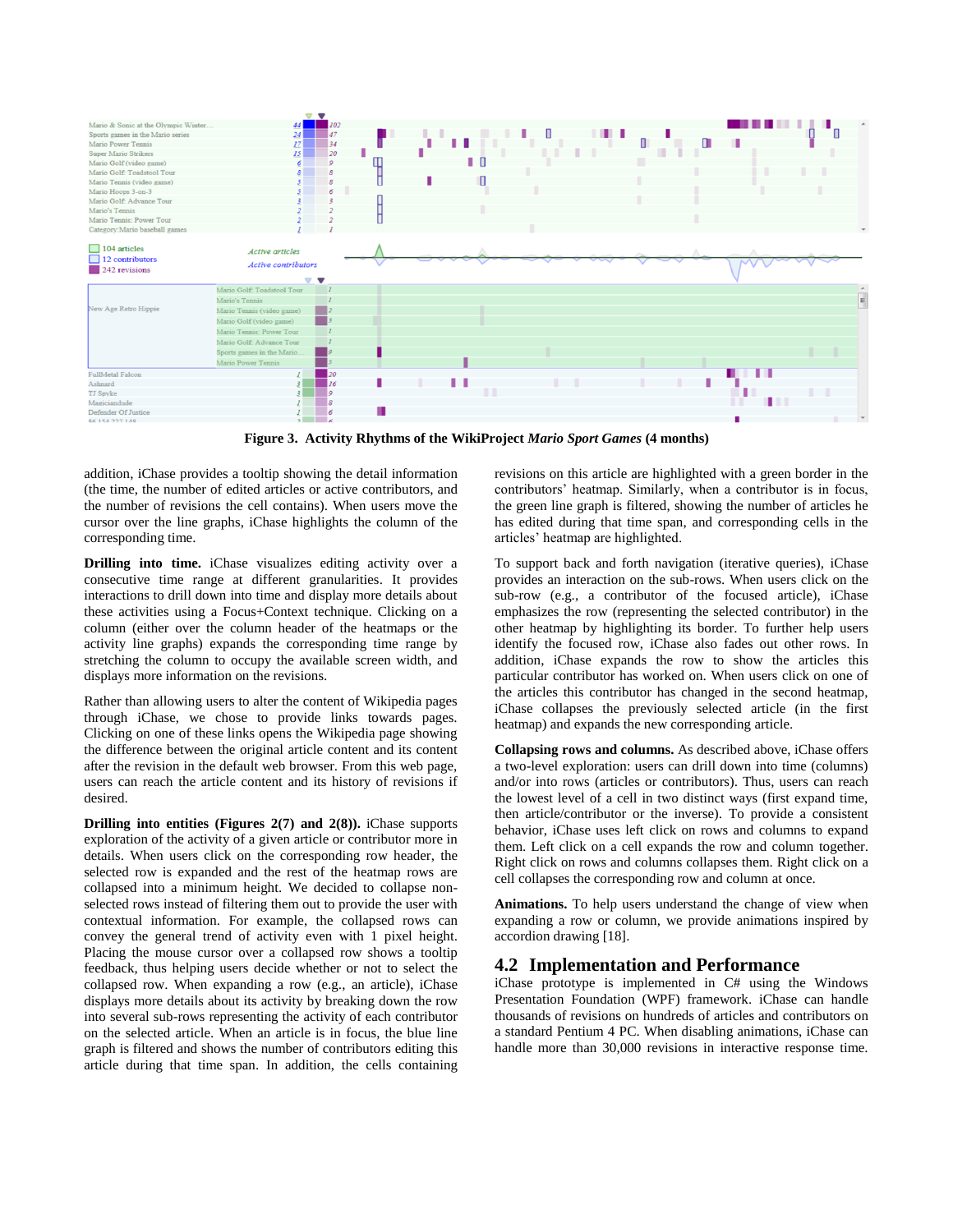**Figure 3. Activity Rhythms of the WikiProject *Mario Sport Games* (4 months)**

addition, iChase provides a tooltip showing the detail information (the time, the number of edited articles or active contributors, and the number of revisions the cell contains). When users move the cursor over the line graphs, iChase highlights the column of the corresponding time.

**Drilling into time.** iChase visualizes editing activity over a consecutive time range at different granularities. It provides interactions to drill down into time and display more details about these activities using a Focus+Context technique. Clicking on a column (either over the column header of the heatmaps or the activity line graphs) expands the corresponding time range by stretching the column to occupy the available screen width, and displays more information on the revisions.

Rather than allowing users to alter the content of Wikipedia pages through iChase, we chose to provide links towards pages. Clicking on one of these links opens the Wikipedia page showing the difference between the original article content and its content after the revision in the default web browser. From this web page, users can reach the article content and its history of revisions if desired.

**Drilling into entities (Figures 2(7) and 2(8)).** iChase supports exploration of the activity of a given article or contributor more in details. When users click on the corresponding row header, the selected row is expanded and the rest of the heatmap rows are collapsed into a minimum height. We decided to collapse non-selected rows instead of filtering them out to provide the user with contextual information. For example, the collapsed rows can convey the general trend of activity even with 1 pixel height. Placing the mouse cursor over a collapsed row shows a tooltip feedback, thus helping users decide whether or not to select the collapsed row. When expanding a row (e.g., an article), iChase displays more details about its activity by breaking down the row into several sub-rows representing the activity of each contributor on the selected article. When an article is in focus, the blue line graph is filtered and shows the number of contributors editing this article during that time span. In addition, the cells containing revisions on this article are highlighted with a green border in the contributors' heatmap. Similarly, when a contributor is in focus, the green line graph is filtered, showing the number of articles he has edited during that time span, and corresponding cells in the articles' heatmap are highlighted.

To support back and forth navigation (iterative queries), iChase provides an interaction on the sub-rows. When users click on the sub-row (e.g., a contributor of the focused article), iChase emphasizes the row (representing the selected contributor) in the other heatmap by highlighting its border. To further help users identify the focused row, iChase also fades out other rows. In addition, iChase expands the row to show the articles this particular contributor has worked on. When users click on one of the articles this contributor has changed in the second heatmap, iChase collapses the previously selected article (in the first heatmap) and expands the new corresponding article.

**Collapsing rows and columns.** As described above, iChase offers a two-level exploration: users can drill down into time (columns) and/or into rows (articles or contributors). Thus, users can reach the lowest level of a cell in two distinct ways (first expand time, then article/contributor or the inverse). To provide a consistent behavior, iChase uses left click on rows and columns to expand them. Left click on a cell expands the row and column together. Right click on rows and columns collapses them. Right click on a cell collapses the corresponding row and column at once.

**Animations.** To help users understand the change of view when expanding a row or column, we provide animations inspired by accordion drawing [18].

## 4.2 Implementation and Performance

iChase prototype is implemented in C# using the Windows Presentation Foundation (WPF) framework. iChase can handle thousands of revisions on hundreds of articles and contributors on a standard Pentium 4 PC. When disabling animations, iChase can handle more than 30,000 revisions in interactive response time.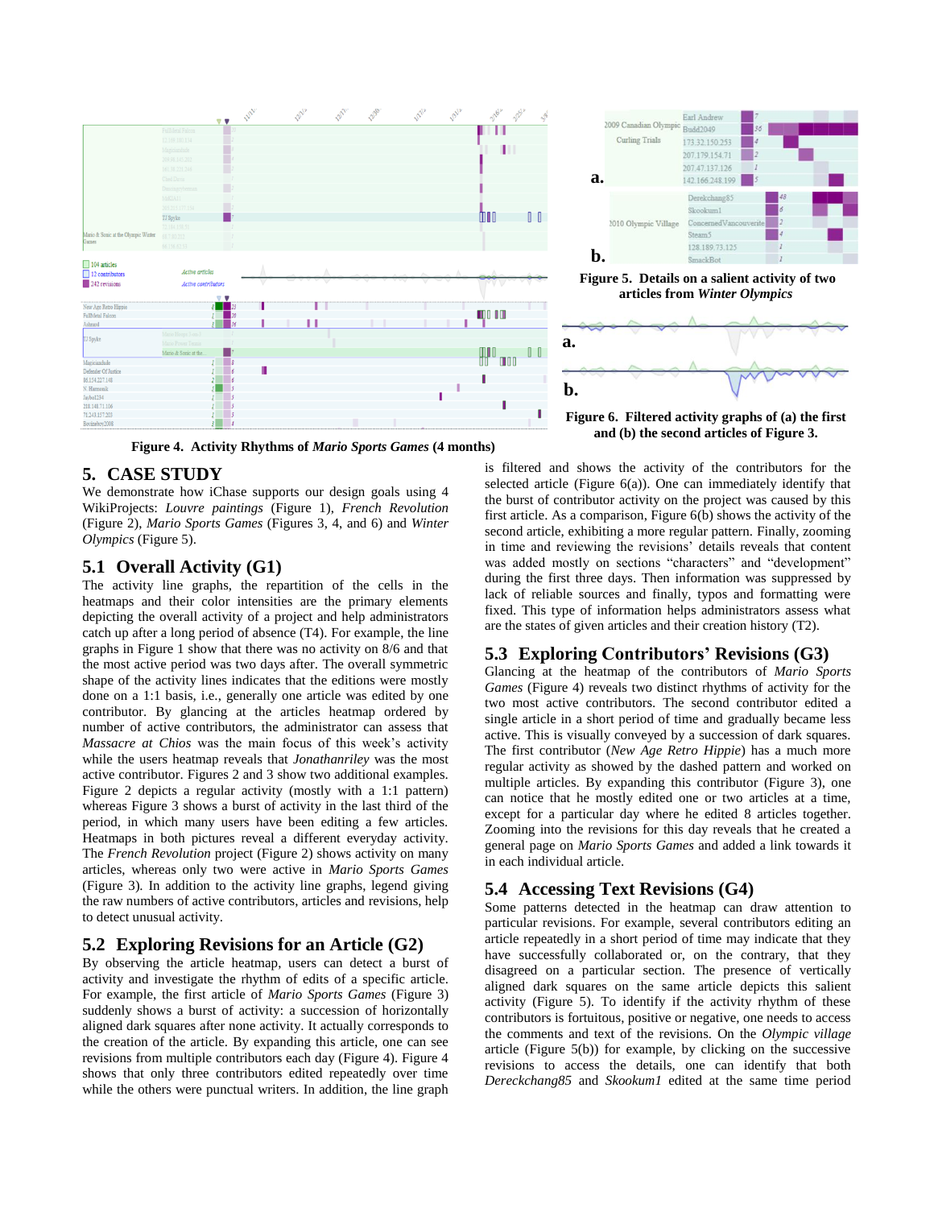Figure 4. Activity Rhythms of *Mario Sports Games* (4 months)

Figure 5. Details on a salient activity of two articles from *Winter Olympics*

Figure 6. Filtered activity graphs of (a) the first and (b) the second articles of Figure 3.

## 5. CASE STUDY

We demonstrate how iChase supports our design goals using 4 WikiProjects: *Louvre paintings* (Figure 1), *French Revolution* (Figure 2), *Mario Sports Games* (Figures 3, 4, and 6) and *Winter Olympics* (Figure 5).

### 5.1 Overall Activity (G1)

The activity line graphs, the repartition of the cells in the heatmaps and their color intensities are the primary elements depicting the overall activity of a project and help administrators catch up after a long period of absence (T4). For example, the line graphs in Figure 1 show that there was no activity on 8/6 and that the most active period was two days after. The overall symmetric shape of the activity lines indicates that the editions were mostly done on a 1:1 basis, i.e., generally one article was edited by one contributor. By glancing at the articles heatmap ordered by number of active contributors, the administrator can assess that *Massacre at Chios* was the main focus of this week's activity while the users heatmap reveals that *Jonathanriley* was the most active contributor. Figures 2 and 3 show two additional examples. Figure 2 depicts a regular activity (mostly with a 1:1 pattern) whereas Figure 3 shows a burst of activity in the last third of the period, in which many users have been editing a few articles. Heatmaps in both pictures reveal a different everyday activity. The *French Revolution* project (Figure 2) shows activity on many articles, whereas only two were active in *Mario Sports Games* (Figure 3). In addition to the activity line graphs, legend giving the raw numbers of active contributors, articles and revisions, help to detect unusual activity.

### 5.2 Exploring Revisions for an Article (G2)

By observing the article heatmap, users can detect a burst of activity and investigate the rhythm of edits of a specific article. For example, the first article of *Mario Sports Games* (Figure 3) suddenly shows a burst of activity: a succession of horizontally aligned dark squares after none activity. It actually corresponds to the creation of the article. By expanding this article, one can see revisions from multiple contributors each day (Figure 4). Figure 4 shows that only three contributors edited repeatedly over time while the others were punctual writers. In addition, the line graph is filtered and shows the activity of the contributors for the selected article (Figure 6(a)). One can immediately identify that the burst of contributor activity on the project was caused by this first article. As a comparison, Figure 6(b) shows the activity of the second article, exhibiting a more regular pattern. Finally, zooming in time and reviewing the revisions' details reveals that content was added mostly on sections "characters" and "development" during the first three days. Then information was suppressed by lack of reliable sources and finally, typos and formatting were fixed. This type of information helps administrators assess what are the states of given articles and their creation history (T2).

### 5.3 Exploring Contributors' Revisions (G3)

Glancing at the heatmap of the contributors of *Mario Sports Games* (Figure 4) reveals two distinct rhythms of activity for the two most active contributors. The second contributor edited a single article in a short period of time and gradually became less active. This is visually conveyed by a succession of dark squares. The first contributor (*New Age Retro Hippie*) has a much more regular activity as showed by the dashed pattern and worked on multiple articles. By expanding this contributor (Figure 3), one can notice that he mostly edited one or two articles at a time, except for a particular day where he edited 8 articles together. Zooming into the revisions for this day reveals that he created a general page on *Mario Sports Games* and added a link towards it in each individual article.

### 5.4 Accessing Text Revisions (G4)

Some patterns detected in the heatmap can draw attention to particular revisions. For example, several contributors editing an article repeatedly in a short period of time may indicate that they have successfully collaborated or, on the contrary, that they disagreed on a particular section. The presence of vertically aligned dark squares on the same article depicts this salient activity (Figure 5). To identify if the activity rhythm of these contributors is fortuitous, positive or negative, one needs to access the comments and text of the revisions. On the *Olympic village* article (Figure 5(b)) for example, by clicking on the successive revisions to access the details, one can identify that both *Dereckchang85* and *Skookum1* edited at the same time period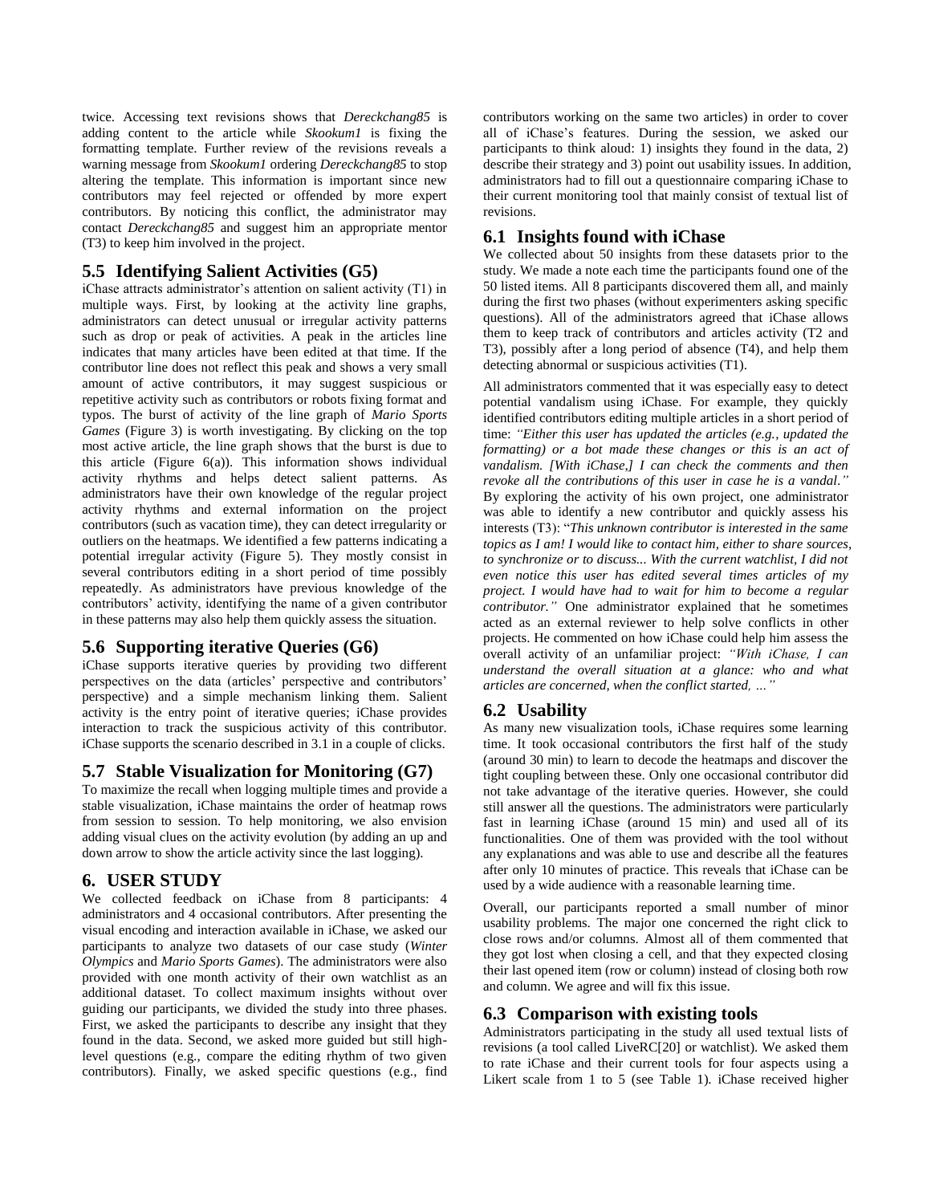twice. Accessing text revisions shows that *Dereckchang85* is adding content to the article while *Skookum1* is fixing the formatting template. Further review of the revisions reveals a warning message from *Skookum1* ordering *Dereckchang85* to stop altering the template. This information is important since new contributors may feel rejected or offended by more expert contributors. By noticing this conflict, the administrator may contact *Dereckchang85* and suggest him an appropriate mentor (T3) to keep him involved in the project.

## 5.5 Identifying Salient Activities (G5)

iChase attracts administrator's attention on salient activity (T1) in multiple ways. First, by looking at the activity line graphs, administrators can detect unusual or irregular activity patterns such as drop or peak of activities. A peak in the articles line indicates that many articles have been edited at that time. If the contributor line does not reflect this peak and shows a very small amount of active contributors, it may suggest suspicious or repetitive activity such as contributors or robots fixing format and typos. The burst of activity of the line graph of *Mario Sports Games* (Figure 3) is worth investigating. By clicking on the top most active article, the line graph shows that the burst is due to this article (Figure 6(a)). This information shows individual activity rhythms and helps detect salient patterns. As administrators have their own knowledge of the regular project activity rhythms and external information on the project contributors (such as vacation time), they can detect irregularity or outliers on the heatmaps. We identified a few patterns indicating a potential irregular activity (Figure 5). They mostly consist in several contributors editing in a short period of time possibly repeatedly. As administrators have previous knowledge of the contributors' activity, identifying the name of a given contributor in these patterns may also help them quickly assess the situation.

## 5.6 Supporting iterative Queries (G6)

iChase supports iterative queries by providing two different perspectives on the data (articles' perspective and contributors' perspective) and a simple mechanism linking them. Salient activity is the entry point of iterative queries; iChase provides interaction to track the suspicious activity of this contributor. iChase supports the scenario described in 3.1 in a couple of clicks.

## 5.7 Stable Visualization for Monitoring (G7)

To maximize the recall when logging multiple times and provide a stable visualization, iChase maintains the order of heatmap rows from session to session. To help monitoring, we also envision adding visual clues on the activity evolution (by adding an up and down arrow to show the article activity since the last logging).

# 6. USER STUDY

We collected feedback on iChase from 8 participants: 4 administrators and 4 occasional contributors. After presenting the visual encoding and interaction available in iChase, we asked our participants to analyze two datasets of our case study (*Winter Olympics* and *Mario Sports Games*). The administrators were also provided with one month activity of their own watchlist as an additional dataset. To collect maximum insights without over guiding our participants, we divided the study into three phases. First, we asked the participants to describe any insight that they found in the data. Second, we asked more guided but still high-level questions (e.g., compare the editing rhythm of two given contributors). Finally, we asked specific questions (e.g., find contributors working on the same two articles) in order to cover all of iChase's features. During the session, we asked our participants to think aloud: 1) insights they found in the data, 2) describe their strategy and 3) point out usability issues. In addition, administrators had to fill out a questionnaire comparing iChase to their current monitoring tool that mainly consist of textual list of revisions.

## 6.1 Insights found with iChase

We collected about 50 insights from these datasets prior to the study. We made a note each time the participants found one of the 50 listed items. All 8 participants discovered them all, and mainly during the first two phases (without experimenters asking specific questions). All of the administrators agreed that iChase allows them to keep track of contributors and articles activity (T2 and T3), possibly after a long period of absence (T4), and help them detecting abnormal or suspicious activities (T1).

All administrators commented that it was especially easy to detect potential vandalism using iChase. For example, they quickly identified contributors editing multiple articles in a short period of time: *"Either this user has updated the articles (e.g., updated the formatting) or a bot made these changes or this is an act of vandalism. [With iChase,] I can check the comments and then revoke all the contributions of this user in case he is a vandal."* By exploring the activity of his own project, one administrator was able to identify a new contributor and quickly assess his interests (T3): "*This unknown contributor is interested in the same topics as I am! I would like to contact him, either to share sources, to synchronize or to discuss... With the current watchlist, I did not even notice this user has edited several times articles of my project. I would have had to wait for him to become a regular contributor."* One administrator explained that he sometimes acted as an external reviewer to help solve conflicts in other projects. He commented on how iChase could help him assess the overall activity of an unfamiliar project: *"With iChase, I can understand the overall situation at a glance: who and what articles are concerned, when the conflict started, …"*

## 6.2 Usability

As many new visualization tools, iChase requires some learning time. It took occasional contributors the first half of the study (around 30 min) to learn to decode the heatmaps and discover the tight coupling between these. Only one occasional contributor did not take advantage of the iterative queries. However, she could still answer all the questions. The administrators were particularly fast in learning iChase (around 15 min) and used all of its functionalities. One of them was provided with the tool without any explanations and was able to use and describe all the features after only 10 minutes of practice. This reveals that iChase can be used by a wide audience with a reasonable learning time.

Overall, our participants reported a small number of minor usability problems. The major one concerned the right click to close rows and/or columns. Almost all of them commented that they got lost when closing a cell, and that they expected closing their last opened item (row or column) instead of closing both row and column. We agree and will fix this issue.

## 6.3 Comparison with existing tools

Administrators participating in the study all used textual lists of revisions (a tool called LiveRC[20] or watchlist). We asked them to rate iChase and their current tools for four aspects using a Likert scale from 1 to 5 (see Table 1). iChase received higher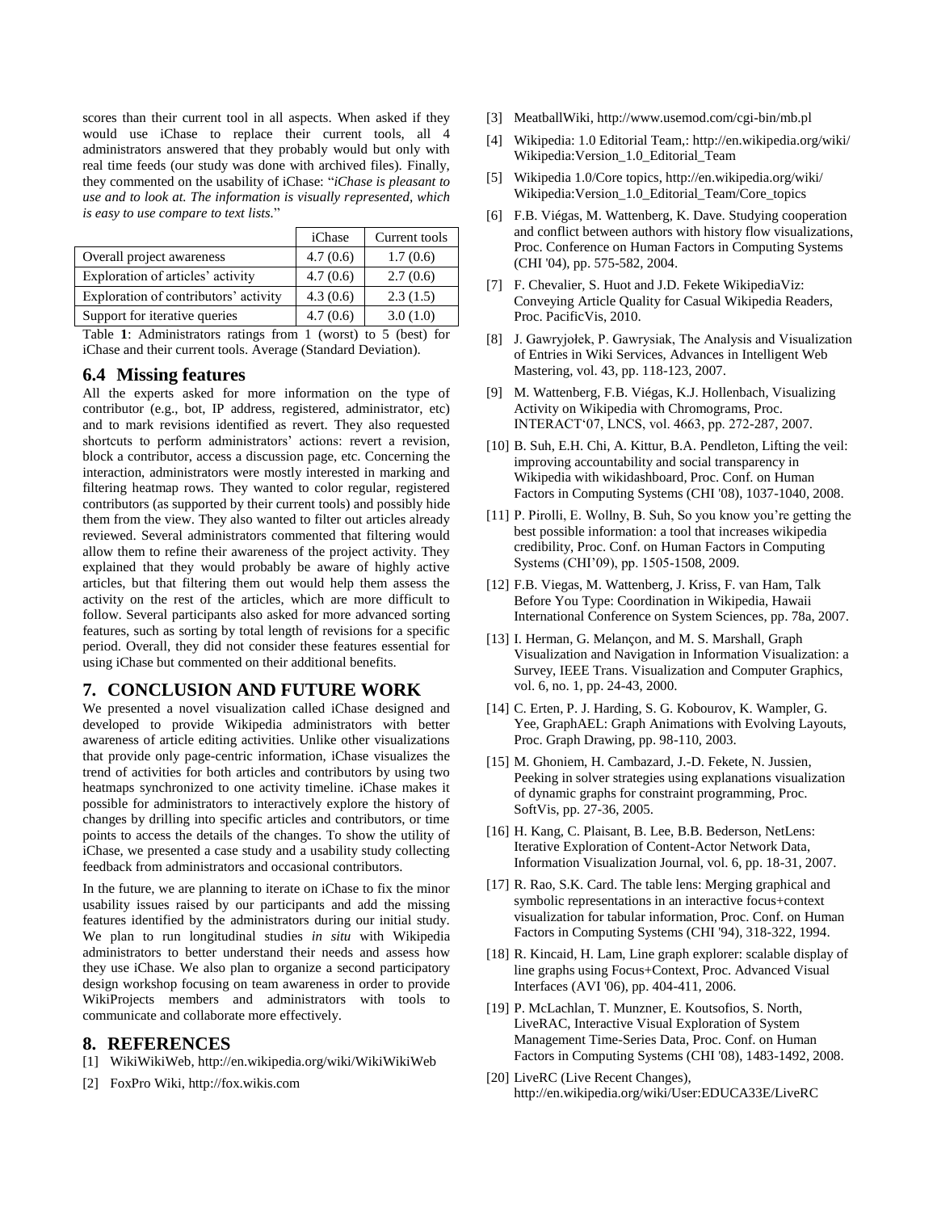scores than their current tool in all aspects. When asked if they would use iChase to replace their current tools, all 4 administrators answered that they probably would but only with real time feeds (our study was done with archived files). Finally, they commented on the usability of iChase: "*iChase is pleasant to use and to look at. The information is visually represented, which is easy to use compare to text lists.*"

| | iChase | Current tools |
|---|---|---|
| Overall project awareness | 4.7 (0.6) | 1.7 (0.6) |
| Exploration of articles' activity | 4.7 (0.6) | 2.7 (0.6) |
| Exploration of contributors' activity | 4.3 (0.6) | 2.3 (1.5) |
| Support for iterative queries | 4.7 (0.6) | 3.0 (1.0) |

Table **1**: Administrators ratings from 1 (worst) to 5 (best) for iChase and their current tools. Average (Standard Deviation).

### 6.4 Missing features

All the experts asked for more information on the type of contributor (e.g., bot, IP address, registered, administrator, etc) and to mark revisions identified as revert. They also requested shortcuts to perform administrators' actions: revert a revision, block a contributor, access a discussion page, etc. Concerning the interaction, administrators were mostly interested in marking and filtering heatmap rows. They wanted to color regular, registered contributors (as supported by their current tools) and possibly hide them from the view. They also wanted to filter out articles already reviewed. Several administrators commented that filtering would allow them to refine their awareness of the project activity. They explained that they would probably be aware of highly active articles, but that filtering them out would help them assess the activity on the rest of the articles, which are more difficult to follow. Several participants also asked for more advanced sorting features, such as sorting by total length of revisions for a specific period. Overall, they did not consider these features essential for using iChase but commented on their additional benefits.

## 7. CONCLUSION AND FUTURE WORK

We presented a novel visualization called iChase designed and developed to provide Wikipedia administrators with better awareness of article editing activities. Unlike other visualizations that provide only page-centric information, iChase visualizes the trend of activities for both articles and contributors by using two heatmaps synchronized to one activity timeline. iChase makes it possible for administrators to interactively explore the history of changes by drilling into specific articles and contributors, or time points to access the details of the changes. To show the utility of iChase, we presented a case study and a usability study collecting feedback from administrators and occasional contributors.

In the future, we are planning to iterate on iChase to fix the minor usability issues raised by our participants and add the missing features identified by the administrators during our initial study. We plan to run longitudinal studies *in situ* with Wikipedia administrators to better understand their needs and assess how they use iChase. We also plan to organize a second participatory design workshop focusing on team awareness in order to provide WikiProjects members and administrators with tools to communicate and collaborate more effectively.

## 8. REFERENCES

[1] WikiWikiWeb, http://en.wikipedia.org/wiki/WikiWikiWeb

[2] FoxPro Wiki, http://fox.wikis.com

[3] MeatballWiki, http://www.usemod.com/cgi-bin/mb.pl

[4] Wikipedia: 1.0 Editorial Team,: http://en.wikipedia.org/wiki/Wikipedia:Version_1.0_Editorial_Team

[5] Wikipedia 1.0/Core topics, http://en.wikipedia.org/wiki/Wikipedia:Version_1.0_Editorial_Team/Core_topics

[6] F.B. Viégas, M. Wattenberg, K. Dave. Studying cooperation and conflict between authors with history flow visualizations, Proc. Conference on Human Factors in Computing Systems (CHI '04), pp. 575-582, 2004.

[7] F. Chevalier, S. Huot and J.D. Fekete WikipediaViz: Conveying Article Quality for Casual Wikipedia Readers, Proc. PacificVis, 2010.

[8] J. Gawryjołek, P. Gawrysiak, The Analysis and Visualization of Entries in Wiki Services, Advances in Intelligent Web Mastering, vol. 43, pp. 118-123, 2007.

[9] M. Wattenberg, F.B. Viégas, K.J. Hollenbach, Visualizing Activity on Wikipedia with Chromograms, Proc. INTERACT'07, LNCS, vol. 4663, pp. 272-287, 2007.

[10] B. Suh, E.H. Chi, A. Kittur, B.A. Pendleton, Lifting the veil: improving accountability and social transparency in Wikipedia with wikidashboard, Proc. Conf. on Human Factors in Computing Systems (CHI '08), 1037-1040, 2008.

[11] P. Pirolli, E. Wollny, B. Suh, So you know you're getting the best possible information: a tool that increases wikipedia credibility, Proc. Conf. on Human Factors in Computing Systems (CHI'09), pp. 1505-1508, 2009.

[12] F.B. Viegas, M. Wattenberg, J. Kriss, F. van Ham, Talk Before You Type: Coordination in Wikipedia, Hawaii International Conference on System Sciences, pp. 78a, 2007.

[13] I. Herman, G. Melançon, and M. S. Marshall, Graph Visualization and Navigation in Information Visualization: a Survey, IEEE Trans. Visualization and Computer Graphics, vol. 6, no. 1, pp. 24-43, 2000.

[14] C. Erten, P. J. Harding, S. G. Kobourov, K. Wampler, G. Yee, GraphAEL: Graph Animations with Evolving Layouts, Proc. Graph Drawing, pp. 98-110, 2003.

[15] M. Ghoniem, H. Cambazard, J.-D. Fekete, N. Jussien, Peeking in solver strategies using explanations visualization of dynamic graphs for constraint programming, Proc. SoftVis, pp. 27-36, 2005.

[16] H. Kang, C. Plaisant, B. Lee, B.B. Bederson, NetLens: Iterative Exploration of Content-Actor Network Data, Information Visualization Journal, vol. 6, pp. 18-31, 2007.

[17] R. Rao, S.K. Card. The table lens: Merging graphical and symbolic representations in an interactive focus+context visualization for tabular information, Proc. Conf. on Human Factors in Computing Systems (CHI '94), 318-322, 1994.

[18] R. Kincaid, H. Lam, Line graph explorer: scalable display of line graphs using Focus+Context, Proc. Advanced Visual Interfaces (AVI '06), pp. 404-411, 2006.

[19] P. McLachlan, T. Munzner, E. Koutsofios, S. North, LiveRAC, Interactive Visual Exploration of System Management Time-Series Data, Proc. Conf. on Human Factors in Computing Systems (CHI '08), 1483-1492, 2008.

[20] LiveRC (Live Recent Changes), http://en.wikipedia.org/wiki/User:EDUCA33E/LiveRC